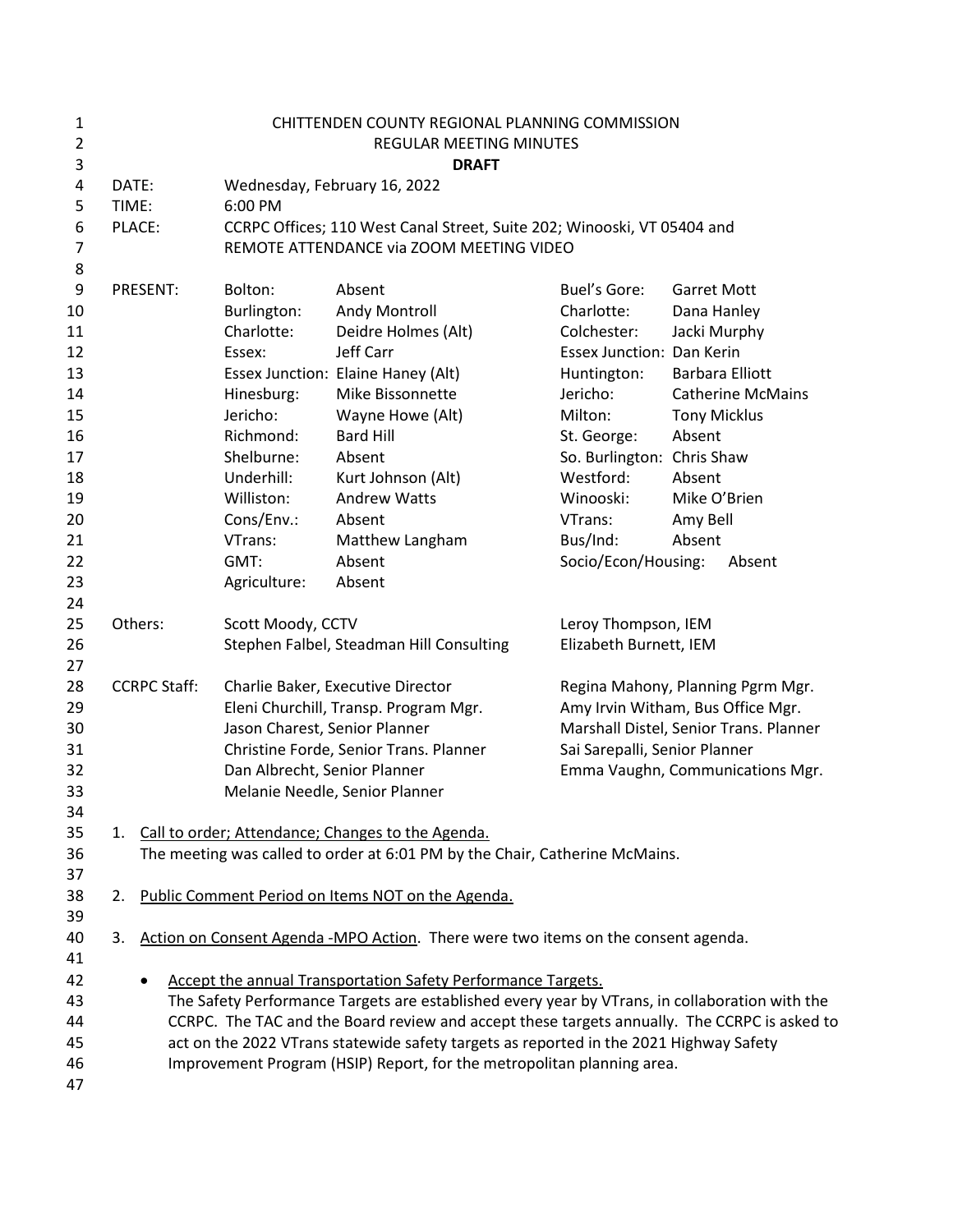# CHITTENDEN COUNTY REGIONAL PLANNING COMMISSION

## REGULAR MEETING MINUTES

**DRAFT**

DATE: Wednesday, February 16, 2022
TIME: 6:00 PM
PLACE: CCRPC Offices; 110 West Canal Street, Suite 202; Winooski, VT 05404 and REMOTE ATTENDANCE via ZOOM MEETING VIDEO

PRESENT:

| | | | |
|---|---|---|---|
| Bolton: | Absent | Buel's Gore: | Garret Mott |
| Burlington: | Andy Montroll | Charlotte: | Dana Hanley |
| Charlotte: | Deidre Holmes (Alt) | Colchester: | Jacki Murphy |
| Essex: | Jeff Carr | Essex Junction: | Dan Kerin |
| Essex Junction: | Elaine Haney (Alt) | Huntington: | Barbara Elliott |
| Hinesburg: | Mike Bissonnette | Jericho: | Catherine McMains |
| Jericho: | Wayne Howe (Alt) | Milton: | Tony Micklus |
| Richmond: | Bard Hill | St. George: | Absent |
| Shelburne: | Absent | So. Burlington: | Chris Shaw |
| Underhill: | Kurt Johnson (Alt) | Westford: | Absent |
| Williston: | Andrew Watts | Winooski: | Mike O'Brien |
| Cons/Env.: | Absent | VTrans: | Amy Bell |
| VTrans: | Matthew Langham | Bus/Ind: | Absent |
| GMT: | Absent | Socio/Econ/Housing: | Absent |
| Agriculture: | Absent | | |

Others:

| | |
|---|---|
| Scott Moody, CCTV | Leroy Thompson, IEM |
| Stephen Falbel, Steadman Hill Consulting | Elizabeth Burnett, IEM |

CCRPC Staff:

| | |
|---|---|
| Charlie Baker, Executive Director | Regina Mahony, Planning Pgrm Mgr. |
| Eleni Churchill, Transp. Program Mgr. | Amy Irvin Witham, Bus Office Mgr. |
| Jason Charest, Senior Planner | Marshall Distel, Senior Trans. Planner |
| Christine Forde, Senior Trans. Planner | Sai Sarepalli, Senior Planner |
| Dan Albrecht, Senior Planner | Emma Vaughn, Communications Mgr. |
| Melanie Needle, Senior Planner | |

1. Call to order; Attendance; Changes to the Agenda.
   The meeting was called to order at 6:01 PM by the Chair, Catherine McMains.

2. Public Comment Period on Items NOT on the Agenda.

3. Action on Consent Agenda -MPO Action. There were two items on the consent agenda.

   - Accept the annual Transportation Safety Performance Targets.
     The Safety Performance Targets are established every year by VTrans, in collaboration with the CCRPC. The TAC and the Board review and accept these targets annually. The CCRPC is asked to act on the 2022 VTrans statewide safety targets as reported in the 2021 Highway Safety Improvement Program (HSIP) Report, for the metropolitan planning area.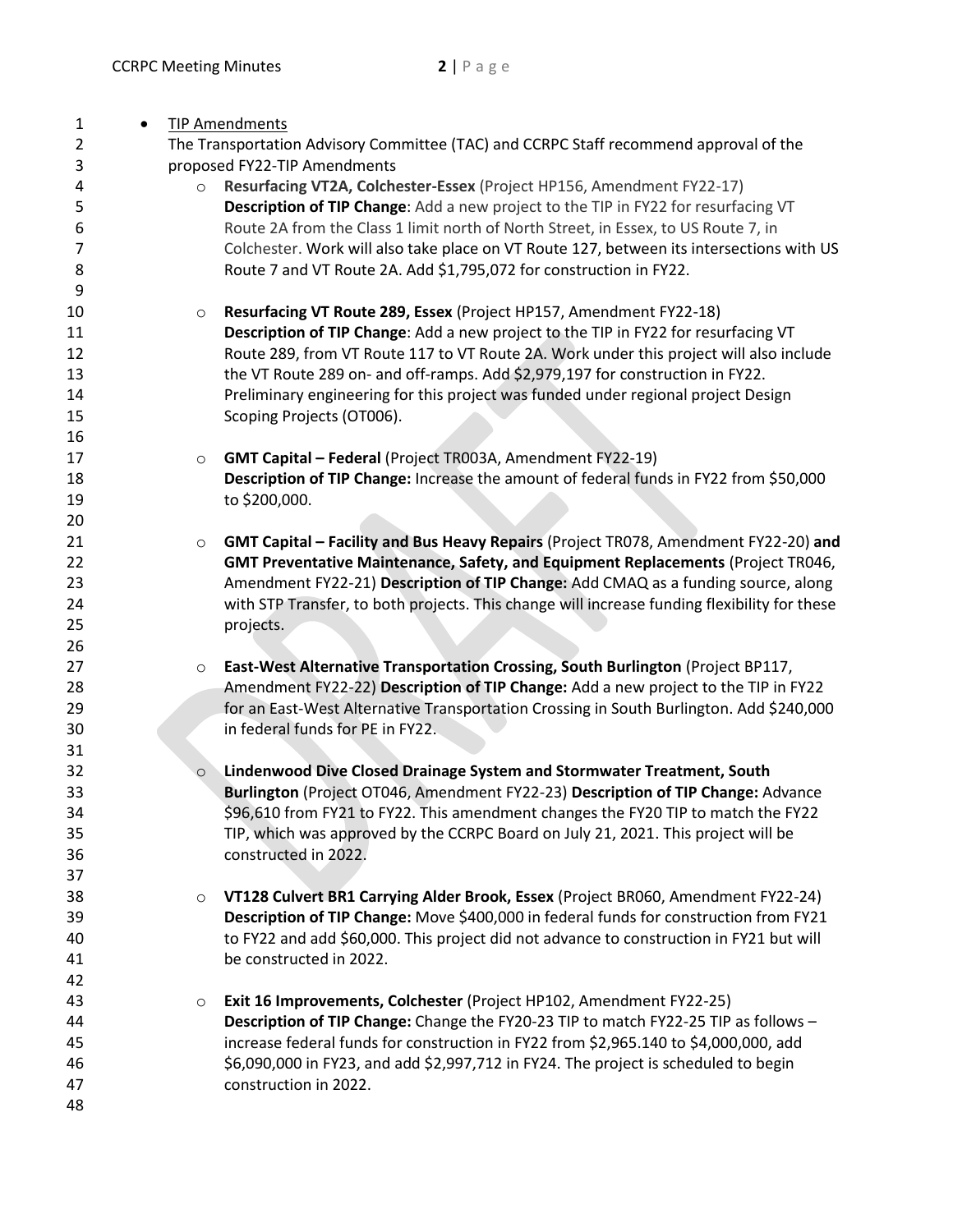- TIP Amendments

  The Transportation Advisory Committee (TAC) and CCRPC Staff recommend approval of the proposed FY22-TIP Amendments

  - **Resurfacing VT2A, Colchester-Essex** (Project HP156, Amendment FY22-17) **Description of TIP Change**: Add a new project to the TIP in FY22 for resurfacing VT Route 2A from the Class 1 limit north of North Street, in Essex, to US Route 7, in Colchester. Work will also take place on VT Route 127, between its intersections with US Route 7 and VT Route 2A. Add $1,795,072 for construction in FY22.

  - **Resurfacing VT Route 289, Essex** (Project HP157, Amendment FY22-18) **Description of TIP Change**: Add a new project to the TIP in FY22 for resurfacing VT Route 289, from VT Route 117 to VT Route 2A. Work under this project will also include the VT Route 289 on- and off-ramps. Add $2,979,197 for construction in FY22. Preliminary engineering for this project was funded under regional project Design Scoping Projects (OT006).

  - **GMT Capital – Federal** (Project TR003A, Amendment FY22-19) **Description of TIP Change:** Increase the amount of federal funds in FY22 from $50,000 to $200,000.

  - **GMT Capital – Facility and Bus Heavy Repairs** (Project TR078, Amendment FY22-20) **and GMT Preventative Maintenance, Safety, and Equipment Replacements** (Project TR046, Amendment FY22-21) **Description of TIP Change:** Add CMAQ as a funding source, along with STP Transfer, to both projects. This change will increase funding flexibility for these projects.

  - **East-West Alternative Transportation Crossing, South Burlington** (Project BP117, Amendment FY22-22) **Description of TIP Change:** Add a new project to the TIP in FY22 for an East-West Alternative Transportation Crossing in South Burlington. Add $240,000 in federal funds for PE in FY22.

  - **Lindenwood Dive Closed Drainage System and Stormwater Treatment, South Burlington** (Project OT046, Amendment FY22-23) **Description of TIP Change:** Advance $96,610 from FY21 to FY22. This amendment changes the FY20 TIP to match the FY22 TIP, which was approved by the CCRPC Board on July 21, 2021. This project will be constructed in 2022.

  - **VT128 Culvert BR1 Carrying Alder Brook, Essex** (Project BR060, Amendment FY22-24) **Description of TIP Change:** Move $400,000 in federal funds for construction from FY21 to FY22 and add $60,000. This project did not advance to construction in FY21 but will be constructed in 2022.

  - **Exit 16 Improvements, Colchester** (Project HP102, Amendment FY22-25) **Description of TIP Change:** Change the FY20-23 TIP to match FY22-25 TIP as follows – increase federal funds for construction in FY22 from $2,965.140 to $4,000,000, add $6,090,000 in FY23, and add $2,997,712 in FY24. The project is scheduled to begin construction in 2022.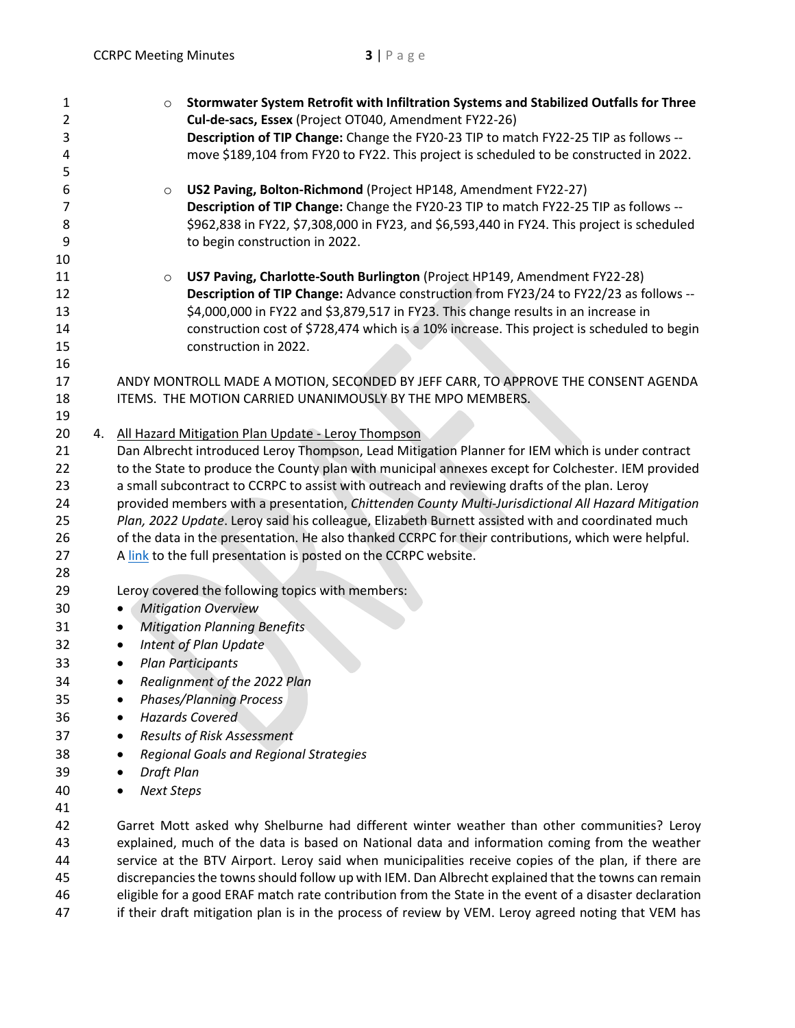- **Stormwater System Retrofit with Infiltration Systems and Stabilized Outfalls for Three Cul-de-sacs, Essex** (Project OT040, Amendment FY22-26)
  **Description of TIP Change:** Change the FY20-23 TIP to match FY22-25 TIP as follows -- move $189,104 from FY20 to FY22. This project is scheduled to be constructed in 2022.

- **US2 Paving, Bolton-Richmond** (Project HP148, Amendment FY22-27)
  **Description of TIP Change:** Change the FY20-23 TIP to match FY22-25 TIP as follows -- $962,838 in FY22, $7,308,000 in FY23, and $6,593,440 in FY24. This project is scheduled to begin construction in 2022.

- **US7 Paving, Charlotte-South Burlington** (Project HP149, Amendment FY22-28)
  **Description of TIP Change:** Advance construction from FY23/24 to FY22/23 as follows -- $4,000,000 in FY22 and $3,879,517 in FY23. This change results in an increase in construction cost of $728,474 which is a 10% increase. This project is scheduled to begin construction in 2022.

ANDY MONTROLL MADE A MOTION, SECONDED BY JEFF CARR, TO APPROVE THE CONSENT AGENDA ITEMS. THE MOTION CARRIED UNANIMOUSLY BY THE MPO MEMBERS.

4. All Hazard Mitigation Plan Update - Leroy Thompson

Dan Albrecht introduced Leroy Thompson, Lead Mitigation Planner for IEM which is under contract to the State to produce the County plan with municipal annexes except for Colchester. IEM provided a small subcontract to CCRPC to assist with outreach and reviewing drafts of the plan. Leroy provided members with a presentation, *Chittenden County Multi-Jurisdictional All Hazard Mitigation Plan, 2022 Update*. Leroy said his colleague, Elizabeth Burnett assisted with and coordinated much of the data in the presentation. He also thanked CCRPC for their contributions, which were helpful. A link to the full presentation is posted on the CCRPC website.

Leroy covered the following topics with members:

- *Mitigation Overview*
- *Mitigation Planning Benefits*
- *Intent of Plan Update*
- *Plan Participants*
- *Realignment of the 2022 Plan*
- *Phases/Planning Process*
- *Hazards Covered*
- *Results of Risk Assessment*
- *Regional Goals and Regional Strategies*
- *Draft Plan*
- *Next Steps*

Garret Mott asked why Shelburne had different winter weather than other communities? Leroy explained, much of the data is based on National data and information coming from the weather service at the BTV Airport. Leroy said when municipalities receive copies of the plan, if there are discrepancies the towns should follow up with IEM. Dan Albrecht explained that the towns can remain eligible for a good ERAF match rate contribution from the State in the event of a disaster declaration if their draft mitigation plan is in the process of review by VEM. Leroy agreed noting that VEM has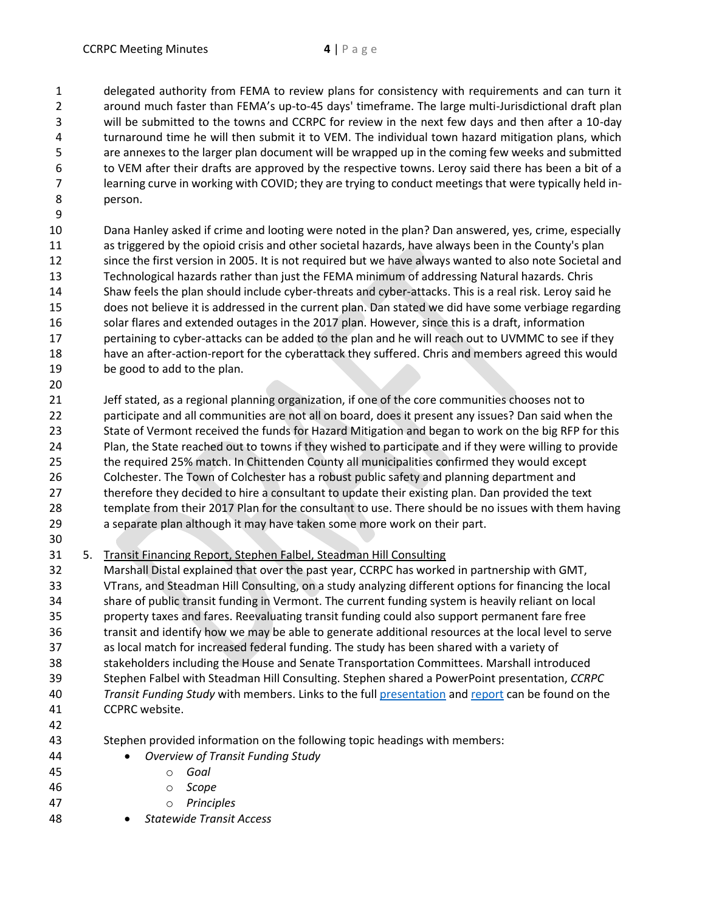delegated authority from FEMA to review plans for consistency with requirements and can turn it around much faster than FEMA's up-to-45 days' timeframe. The large multi-Jurisdictional draft plan will be submitted to the towns and CCRPC for review in the next few days and then after a 10-day turnaround time he will then submit it to VEM. The individual town hazard mitigation plans, which are annexes to the larger plan document will be wrapped up in the coming few weeks and submitted to VEM after their drafts are approved by the respective towns. Leroy said there has been a bit of a learning curve in working with COVID; they are trying to conduct meetings that were typically held in-person.

Dana Hanley asked if crime and looting were noted in the plan? Dan answered, yes, crime, especially as triggered by the opioid crisis and other societal hazards, have always been in the County's plan since the first version in 2005. It is not required but we have always wanted to also note Societal and Technological hazards rather than just the FEMA minimum of addressing Natural hazards. Chris Shaw feels the plan should include cyber-threats and cyber-attacks. This is a real risk. Leroy said he does not believe it is addressed in the current plan. Dan stated we did have some verbiage regarding solar flares and extended outages in the 2017 plan. However, since this is a draft, information pertaining to cyber-attacks can be added to the plan and he will reach out to UVMMC to see if they have an after-action-report for the cyberattack they suffered. Chris and members agreed this would be good to add to the plan.

Jeff stated, as a regional planning organization, if one of the core communities chooses not to participate and all communities are not all on board, does it present any issues? Dan said when the State of Vermont received the funds for Hazard Mitigation and began to work on the big RFP for this Plan, the State reached out to towns if they wished to participate and if they were willing to provide the required 25% match. In Chittenden County all municipalities confirmed they would except Colchester. The Town of Colchester has a robust public safety and planning department and therefore they decided to hire a consultant to update their existing plan. Dan provided the text template from their 2017 Plan for the consultant to use. There should be no issues with them having a separate plan although it may have taken some more work on their part.

5. Transit Financing Report, Stephen Falbel, Steadman Hill Consulting

Marshall Distal explained that over the past year, CCRPC has worked in partnership with GMT, VTrans, and Steadman Hill Consulting, on a study analyzing different options for financing the local share of public transit funding in Vermont. The current funding system is heavily reliant on local property taxes and fares. Reevaluating transit funding could also support permanent fare free transit and identify how we may be able to generate additional resources at the local level to serve as local match for increased federal funding. The study has been shared with a variety of stakeholders including the House and Senate Transportation Committees. Marshall introduced Stephen Falbel with Steadman Hill Consulting. Stephen shared a PowerPoint presentation, *CCRPC Transit Funding Study* with members. Links to the full presentation and report can be found on the CCPRC website.

Stephen provided information on the following topic headings with members:

- *Overview of Transit Funding Study*
  - *Goal*
  - *Scope*
  - *Principles*
- *Statewide Transit Access*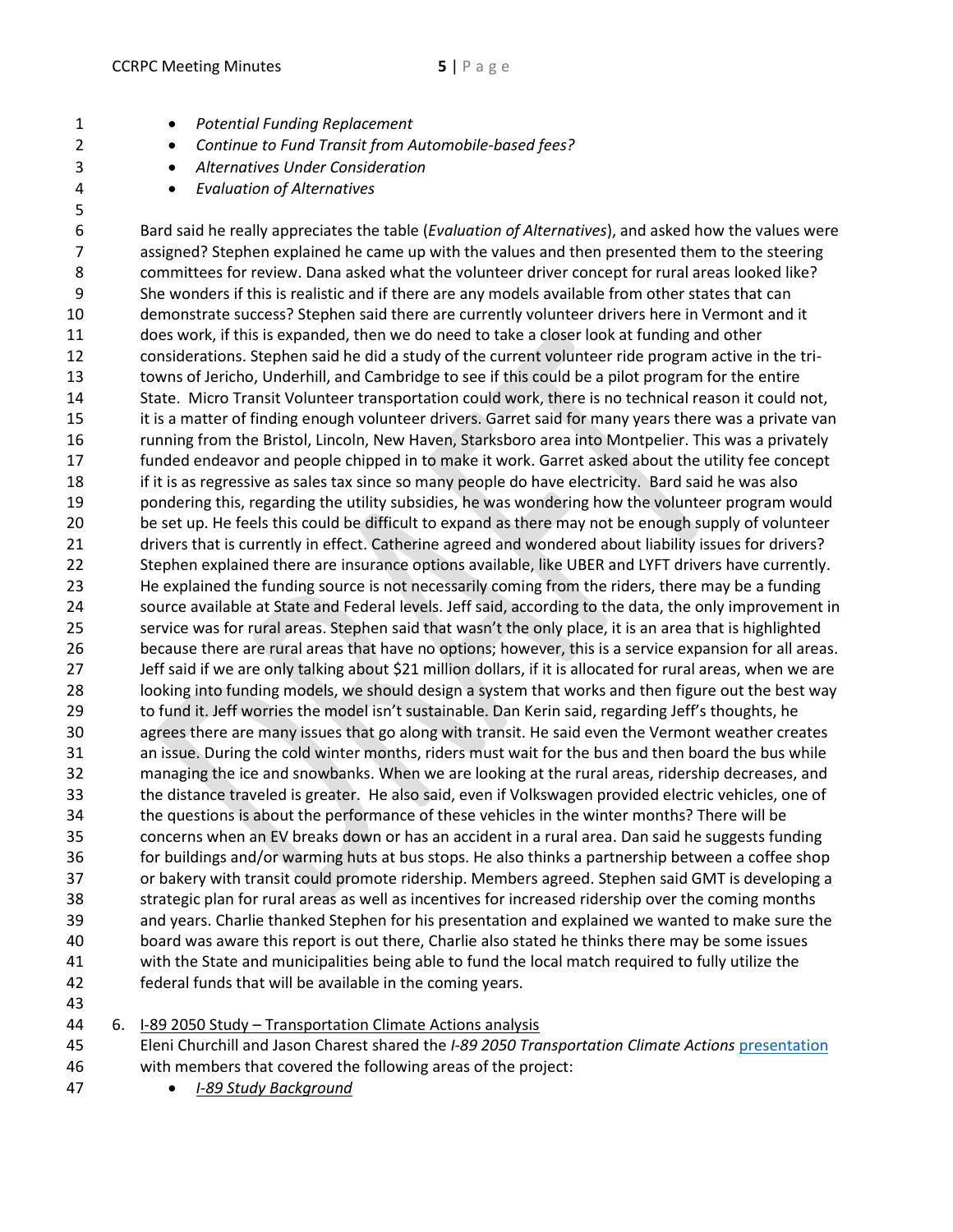- *Potential Funding Replacement*
- *Continue to Fund Transit from Automobile-based fees?*
- *Alternatives Under Consideration*
- *Evaluation of Alternatives*

Bard said he really appreciates the table (*Evaluation of Alternatives*), and asked how the values were assigned? Stephen explained he came up with the values and then presented them to the steering committees for review. Dana asked what the volunteer driver concept for rural areas looked like? She wonders if this is realistic and if there are any models available from other states that can demonstrate success? Stephen said there are currently volunteer drivers here in Vermont and it does work, if this is expanded, then we do need to take a closer look at funding and other considerations. Stephen said he did a study of the current volunteer ride program active in the tri-towns of Jericho, Underhill, and Cambridge to see if this could be a pilot program for the entire State. Micro Transit Volunteer transportation could work, there is no technical reason it could not, it is a matter of finding enough volunteer drivers. Garret said for many years there was a private van running from the Bristol, Lincoln, New Haven, Starksboro area into Montpelier. This was a privately funded endeavor and people chipped in to make it work. Garret asked about the utility fee concept if it is as regressive as sales tax since so many people do have electricity. Bard said he was also pondering this, regarding the utility subsidies, he was wondering how the volunteer program would be set up. He feels this could be difficult to expand as there may not be enough supply of volunteer drivers that is currently in effect. Catherine agreed and wondered about liability issues for drivers? Stephen explained there are insurance options available, like UBER and LYFT drivers have currently. He explained the funding source is not necessarily coming from the riders, there may be a funding source available at State and Federal levels. Jeff said, according to the data, the only improvement in service was for rural areas. Stephen said that wasn't the only place, it is an area that is highlighted because there are rural areas that have no options; however, this is a service expansion for all areas. Jeff said if we are only talking about $21 million dollars, if it is allocated for rural areas, when we are looking into funding models, we should design a system that works and then figure out the best way to fund it. Jeff worries the model isn't sustainable. Dan Kerin said, regarding Jeff's thoughts, he agrees there are many issues that go along with transit. He said even the Vermont weather creates an issue. During the cold winter months, riders must wait for the bus and then board the bus while managing the ice and snowbanks. When we are looking at the rural areas, ridership decreases, and the distance traveled is greater. He also said, even if Volkswagen provided electric vehicles, one of the questions is about the performance of these vehicles in the winter months? There will be concerns when an EV breaks down or has an accident in a rural area. Dan said he suggests funding for buildings and/or warming huts at bus stops. He also thinks a partnership between a coffee shop or bakery with transit could promote ridership. Members agreed. Stephen said GMT is developing a strategic plan for rural areas as well as incentives for increased ridership over the coming months and years. Charlie thanked Stephen for his presentation and explained we wanted to make sure the board was aware this report is out there, Charlie also stated he thinks there may be some issues with the State and municipalities being able to fund the local match required to fully utilize the federal funds that will be available in the coming years.

6. <u>I-89 2050 Study – Transportation Climate Actions analysis</u>

   Eleni Churchill and Jason Charest shared the *I-89 2050 Transportation Climate Actions* presentation with members that covered the following areas of the project:

   - *<u>I-89 Study Background</u>*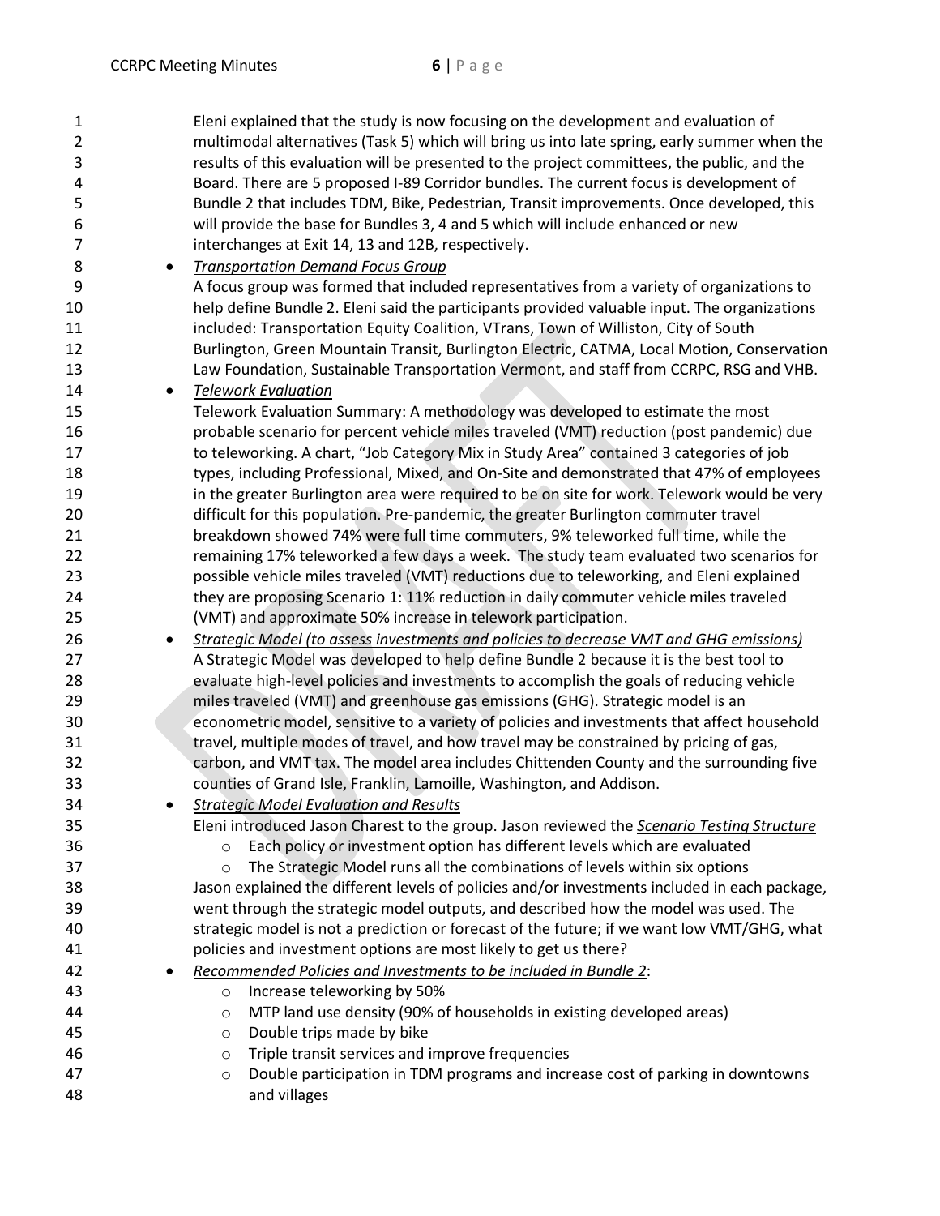Eleni explained that the study is now focusing on the development and evaluation of multimodal alternatives (Task 5) which will bring us into late spring, early summer when the results of this evaluation will be presented to the project committees, the public, and the Board. There are 5 proposed I-89 Corridor bundles. The current focus is development of Bundle 2 that includes TDM, Bike, Pedestrian, Transit improvements. Once developed, this will provide the base for Bundles 3, 4 and 5 which will include enhanced or new interchanges at Exit 14, 13 and 12B, respectively.

- *Transportation Demand Focus Group*
  A focus group was formed that included representatives from a variety of organizations to help define Bundle 2. Eleni said the participants provided valuable input. The organizations included: Transportation Equity Coalition, VTrans, Town of Williston, City of South Burlington, Green Mountain Transit, Burlington Electric, CATMA, Local Motion, Conservation Law Foundation, Sustainable Transportation Vermont, and staff from CCRPC, RSG and VHB.
- *Telework Evaluation*
  Telework Evaluation Summary: A methodology was developed to estimate the most probable scenario for percent vehicle miles traveled (VMT) reduction (post pandemic) due to teleworking. A chart, "Job Category Mix in Study Area" contained 3 categories of job types, including Professional, Mixed, and On-Site and demonstrated that 47% of employees in the greater Burlington area were required to be on site for work. Telework would be very difficult for this population. Pre-pandemic, the greater Burlington commuter travel breakdown showed 74% were full time commuters, 9% teleworked full time, while the remaining 17% teleworked a few days a week. The study team evaluated two scenarios for possible vehicle miles traveled (VMT) reductions due to teleworking, and Eleni explained they are proposing Scenario 1: 11% reduction in daily commuter vehicle miles traveled (VMT) and approximate 50% increase in telework participation.
- *Strategic Model (to assess investments and policies to decrease VMT and GHG emissions)*
  A Strategic Model was developed to help define Bundle 2 because it is the best tool to evaluate high-level policies and investments to accomplish the goals of reducing vehicle miles traveled (VMT) and greenhouse gas emissions (GHG). Strategic model is an econometric model, sensitive to a variety of policies and investments that affect household travel, multiple modes of travel, and how travel may be constrained by pricing of gas, carbon, and VMT tax. The model area includes Chittenden County and the surrounding five counties of Grand Isle, Franklin, Lamoille, Washington, and Addison.
- *Strategic Model Evaluation and Results*
  Eleni introduced Jason Charest to the group. Jason reviewed the ***Scenario Testing Structure***
  - Each policy or investment option has different levels which are evaluated
  - The Strategic Model runs all the combinations of levels within six options

  Jason explained the different levels of policies and/or investments included in each package, went through the strategic model outputs, and described how the model was used. The strategic model is not a prediction or forecast of the future; if we want low VMT/GHG, what policies and investment options are most likely to get us there?
- *Recommended Policies and Investments to be included in Bundle 2*:
  - Increase teleworking by 50%
  - MTP land use density (90% of households in existing developed areas)
  - Double trips made by bike
  - Triple transit services and improve frequencies
  - Double participation in TDM programs and increase cost of parking in downtowns and villages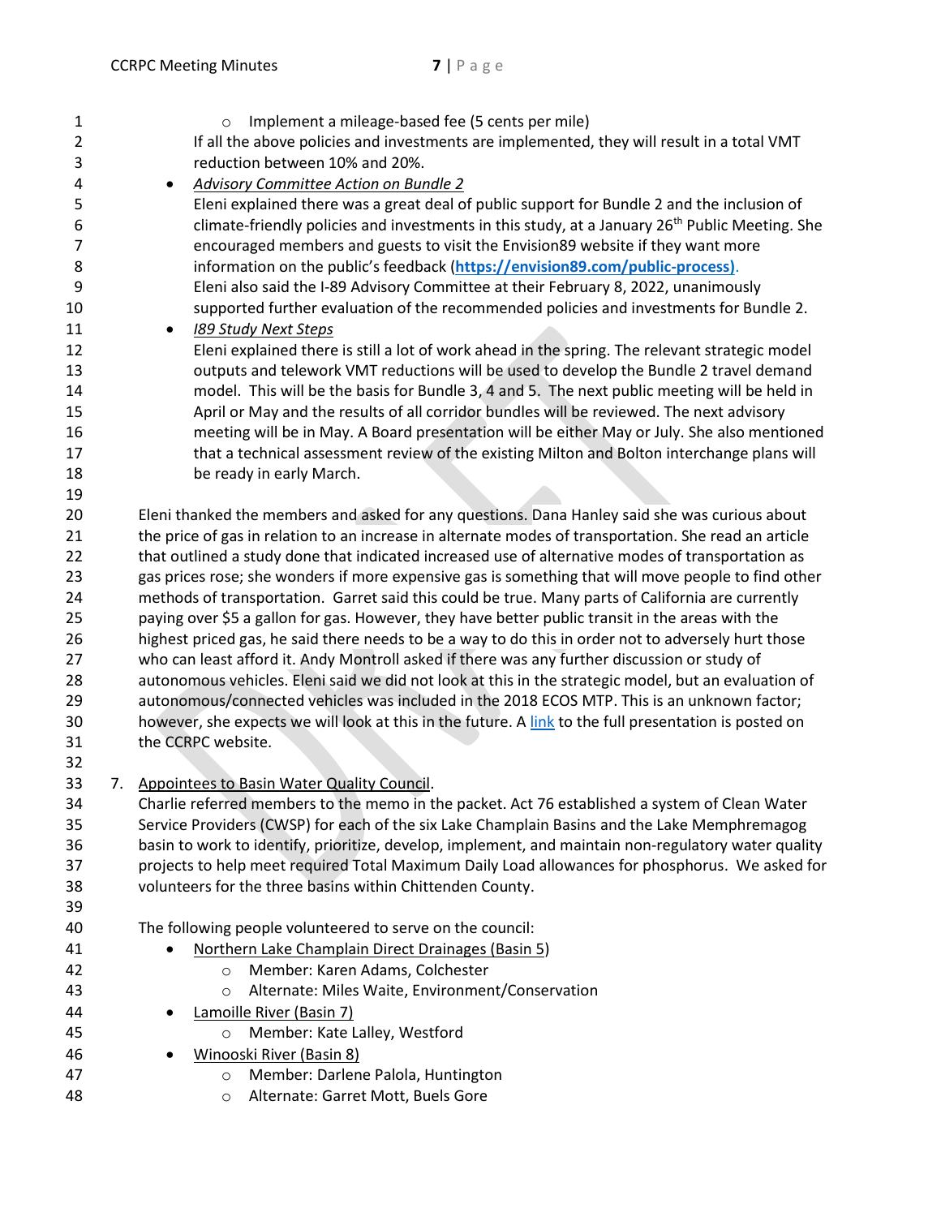- Implement a mileage-based fee (5 cents per mile)

If all the above policies and investments are implemented, they will result in a total VMT reduction between 10% and 20%.

- *Advisory Committee Action on Bundle 2*

  Eleni explained there was a great deal of public support for Bundle 2 and the inclusion of climate-friendly policies and investments in this study, at a January 26th Public Meeting. She encouraged members and guests to visit the Envision89 website if they want more information on the public's feedback (**https://envision89.com/public-process)**.
  Eleni also said the I-89 Advisory Committee at their February 8, 2022, unanimously supported further evaluation of the recommended policies and investments for Bundle 2.

- *I89 Study Next Steps*

  Eleni explained there is still a lot of work ahead in the spring. The relevant strategic model outputs and telework VMT reductions will be used to develop the Bundle 2 travel demand model. This will be the basis for Bundle 3, 4 and 5. The next public meeting will be held in April or May and the results of all corridor bundles will be reviewed. The next advisory meeting will be in May. A Board presentation will be either May or July. She also mentioned that a technical assessment review of the existing Milton and Bolton interchange plans will be ready in early March.

Eleni thanked the members and asked for any questions. Dana Hanley said she was curious about the price of gas in relation to an increase in alternate modes of transportation. She read an article that outlined a study done that indicated increased use of alternative modes of transportation as gas prices rose; she wonders if more expensive gas is something that will move people to find other methods of transportation. Garret said this could be true. Many parts of California are currently paying over $5 a gallon for gas. However, they have better public transit in the areas with the highest priced gas, he said there needs to be a way to do this in order not to adversely hurt those who can least afford it. Andy Montroll asked if there was any further discussion or study of autonomous vehicles. Eleni said we did not look at this in the strategic model, but an evaluation of autonomous/connected vehicles was included in the 2018 ECOS MTP. This is an unknown factor; however, she expects we will look at this in the future. A link to the full presentation is posted on the CCRPC website.

7. Appointees to Basin Water Quality Council.

   Charlie referred members to the memo in the packet. Act 76 established a system of Clean Water Service Providers (CWSP) for each of the six Lake Champlain Basins and the Lake Memphremagog basin to work to identify, prioritize, develop, implement, and maintain non-regulatory water quality projects to help meet required Total Maximum Daily Load allowances for phosphorus. We asked for volunteers for the three basins within Chittenden County.

   The following people volunteered to serve on the council:

   - Northern Lake Champlain Direct Drainages (Basin 5)
     - Member: Karen Adams, Colchester
     - Alternate: Miles Waite, Environment/Conservation
   - Lamoille River (Basin 7)
     - Member: Kate Lalley, Westford
   - Winooski River (Basin 8)
     - Member: Darlene Palola, Huntington
     - Alternate: Garret Mott, Buels Gore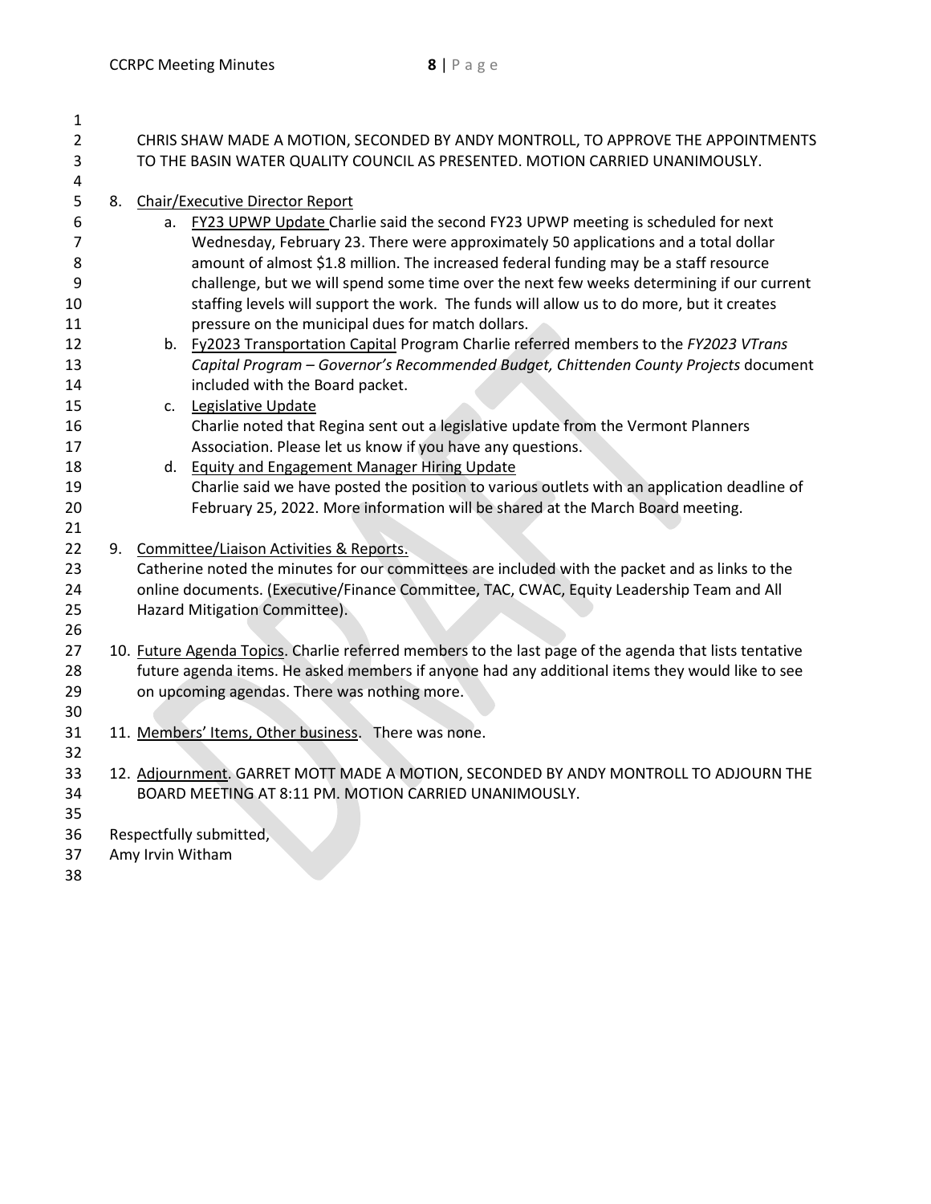CHRIS SHAW MADE A MOTION, SECONDED BY ANDY MONTROLL, TO APPROVE THE APPOINTMENTS TO THE BASIN WATER QUALITY COUNCIL AS PRESENTED. MOTION CARRIED UNANIMOUSLY.

8. Chair/Executive Director Report
   a. FY23 UPWP Update Charlie said the second FY23 UPWP meeting is scheduled for next Wednesday, February 23. There were approximately 50 applications and a total dollar amount of almost $1.8 million. The increased federal funding may be a staff resource challenge, but we will spend some time over the next few weeks determining if our current staffing levels will support the work. The funds will allow us to do more, but it creates pressure on the municipal dues for match dollars.
   b. Fy2023 Transportation Capital Program Charlie referred members to the *FY2023 VTrans Capital Program – Governor's Recommended Budget, Chittenden County Projects* document included with the Board packet.
   c. Legislative Update
      Charlie noted that Regina sent out a legislative update from the Vermont Planners Association. Please let us know if you have any questions.
   d. Equity and Engagement Manager Hiring Update
      Charlie said we have posted the position to various outlets with an application deadline of February 25, 2022. More information will be shared at the March Board meeting.

9. Committee/Liaison Activities & Reports.
   Catherine noted the minutes for our committees are included with the packet and as links to the online documents. (Executive/Finance Committee, TAC, CWAC, Equity Leadership Team and All Hazard Mitigation Committee).

10. Future Agenda Topics. Charlie referred members to the last page of the agenda that lists tentative future agenda items. He asked members if anyone had any additional items they would like to see on upcoming agendas. There was nothing more.

11. Members' Items, Other business. There was none.

12. Adjournment. GARRET MOTT MADE A MOTION, SECONDED BY ANDY MONTROLL TO ADJOURN THE BOARD MEETING AT 8:11 PM. MOTION CARRIED UNANIMOUSLY.

Respectfully submitted,
Amy Irvin Witham